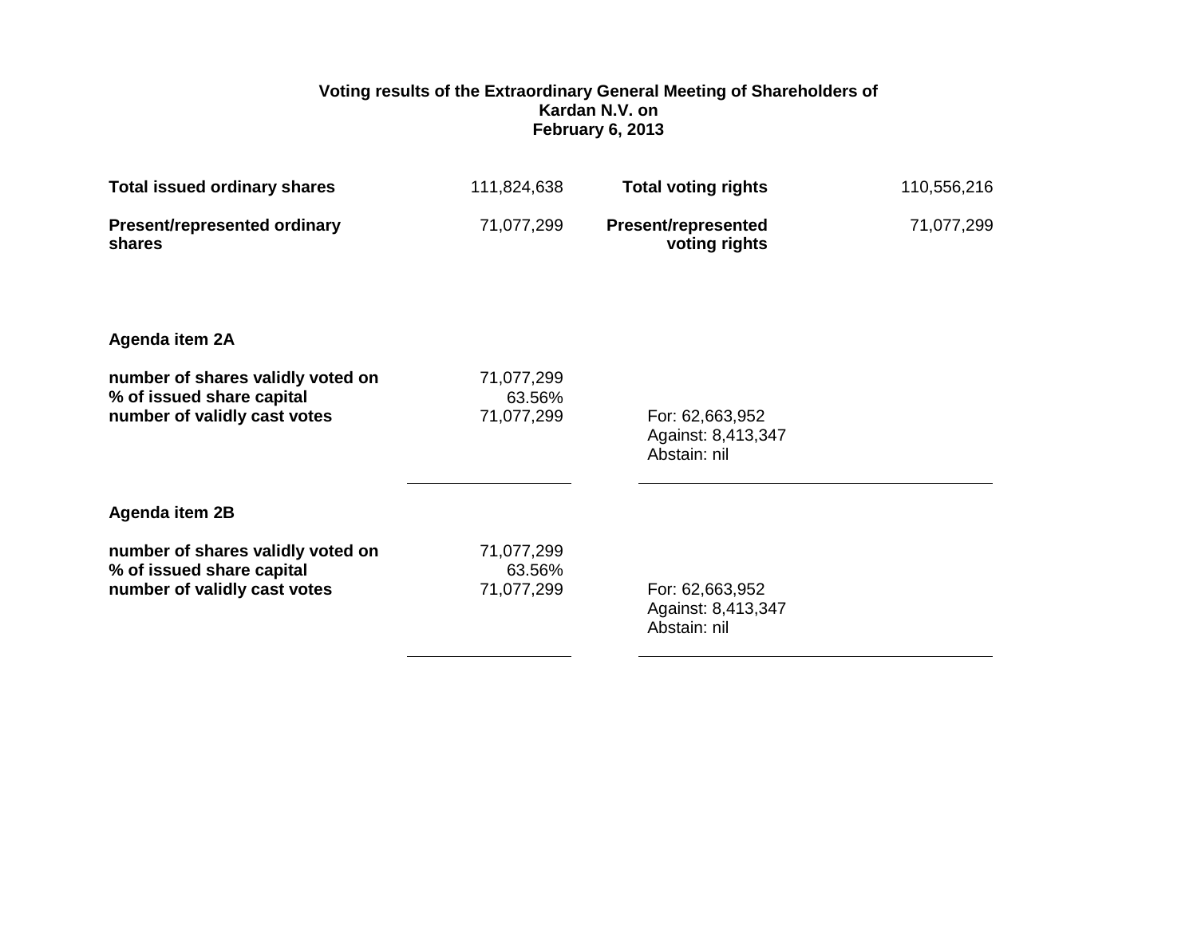# Voting results of the Extraordinary General Meeting of Shareholders of Kardan N.V. on February 6, 2013

| | | | |
|---|---|---|---|
| **Total issued ordinary shares** | 111,824,638 | **Total voting rights** | 110,556,216 |
| **Present/represented ordinary shares** | 71,077,299 | **Present/represented voting rights** | 71,077,299 |

## Agenda item 2A

| | | |
|---|---|---|
| **number of shares validly voted on** | 71,077,299 | |
| **% of issued share capital** | 63.56% | |
| **number of validly cast votes** | 71,077,299 | For: 62,663,952<br>Against: 8,413,347<br>Abstain: nil |

## Agenda item 2B

| | | |
|---|---|---|
| **number of shares validly voted on** | 71,077,299 | |
| **% of issued share capital** | 63.56% | |
| **number of validly cast votes** | 71,077,299 | For: 62,663,952<br>Against: 8,413,347<br>Abstain: nil |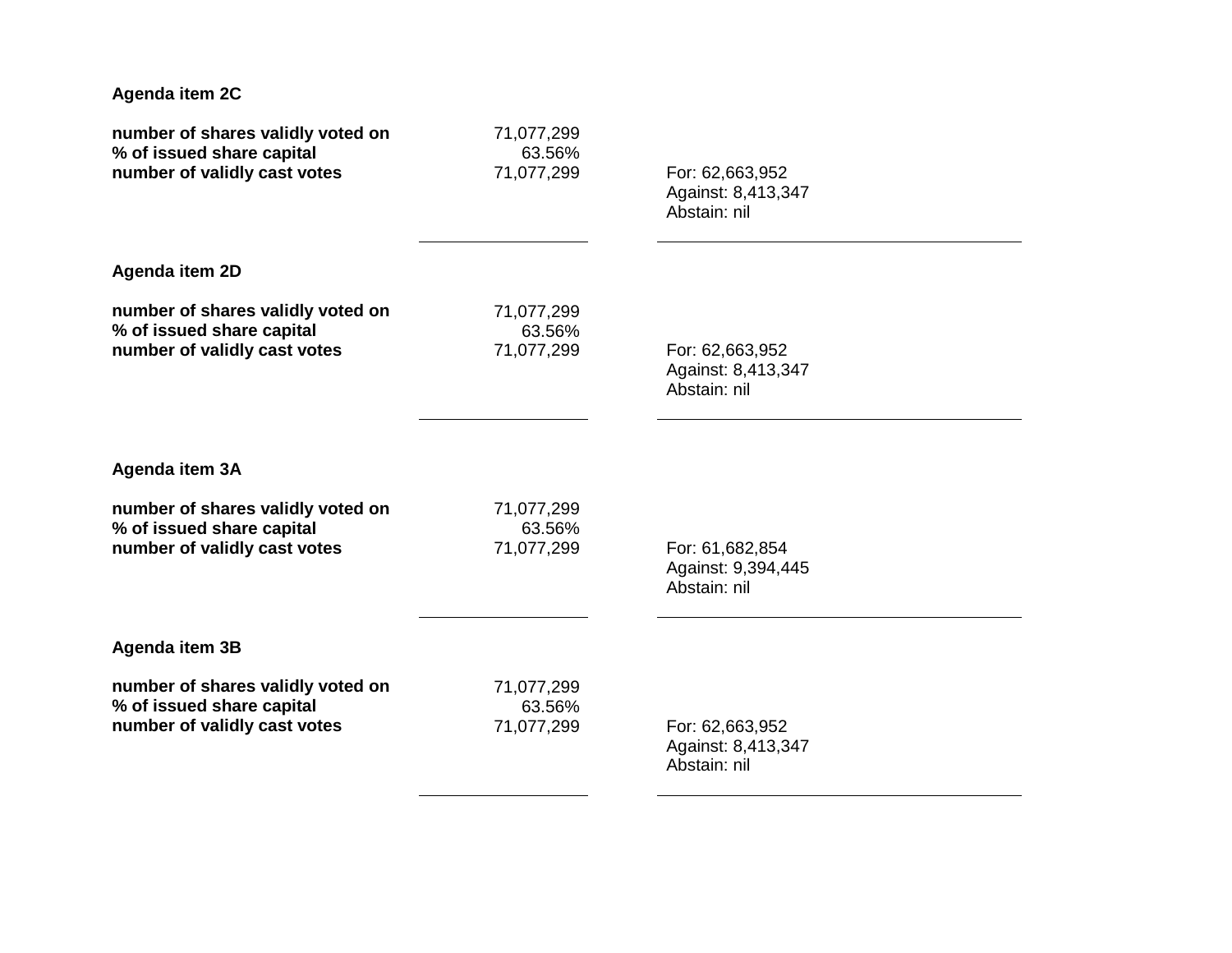**Agenda item 2C**

| | | |
|---|---|---|
| **number of shares validly voted on** | 71,077,299 | |
| **% of issued share capital** | 63.56% | |
| **number of validly cast votes** | 71,077,299 | For: 62,663,952<br>Against: 8,413,347<br>Abstain: nil |

**Agenda item 2D**

| | | |
|---|---|---|
| **number of shares validly voted on** | 71,077,299 | |
| **% of issued share capital** | 63.56% | |
| **number of validly cast votes** | 71,077,299 | For: 62,663,952<br>Against: 8,413,347<br>Abstain: nil |

**Agenda item 3A**

| | | |
|---|---|---|
| **number of shares validly voted on** | 71,077,299 | |
| **% of issued share capital** | 63.56% | |
| **number of validly cast votes** | 71,077,299 | For: 61,682,854<br>Against: 9,394,445<br>Abstain: nil |

**Agenda item 3B**

| | | |
|---|---|---|
| **number of shares validly voted on** | 71,077,299 | |
| **% of issued share capital** | 63.56% | |
| **number of validly cast votes** | 71,077,299 | For: 62,663,952<br>Against: 8,413,347<br>Abstain: nil |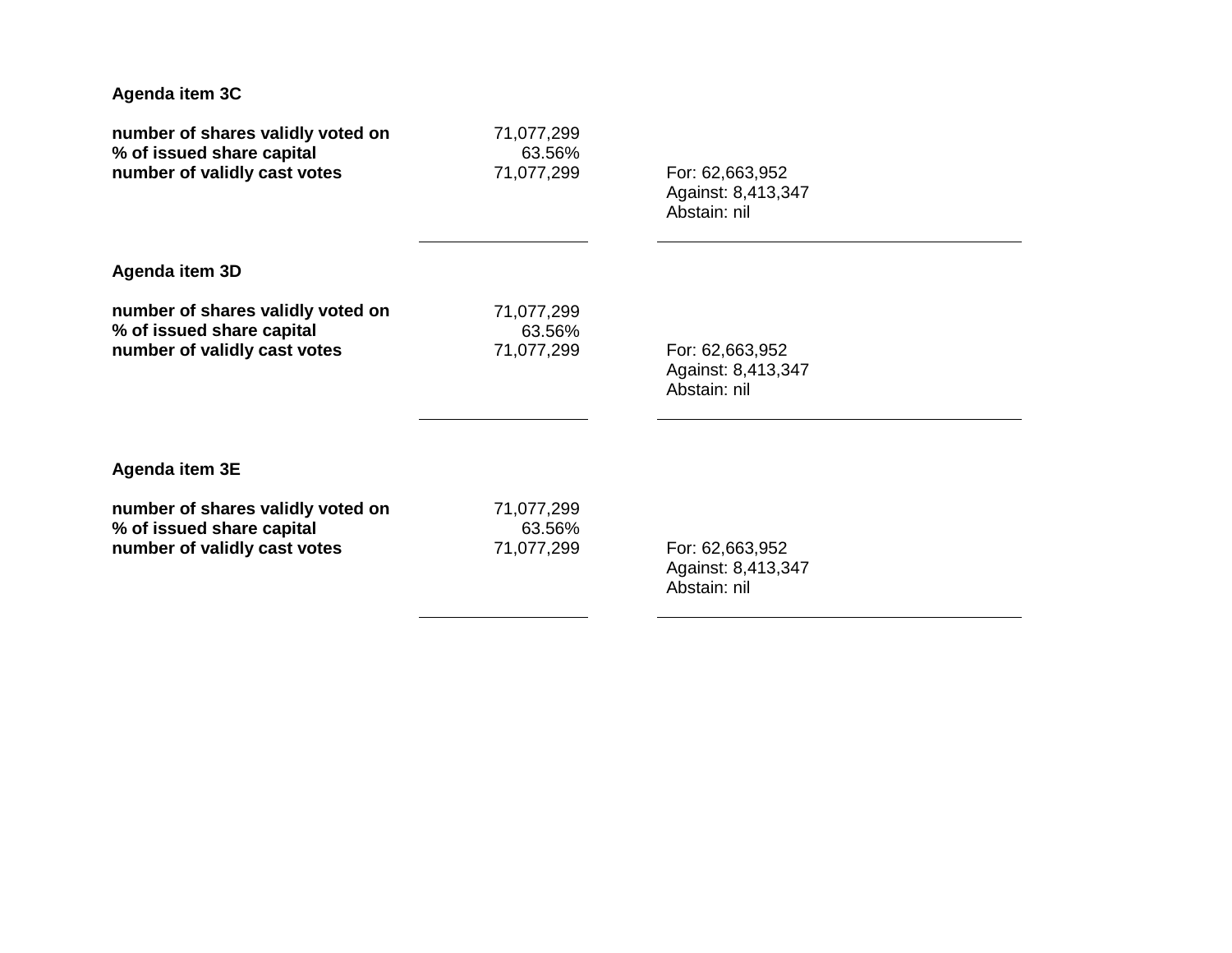**Agenda item 3C**

| | | |
|---|---|---|
| **number of shares validly voted on** | 71,077,299 | |
| **% of issued share capital** | 63.56% | |
| **number of validly cast votes** | 71,077,299 | For: 62,663,952<br>Against: 8,413,347<br>Abstain: nil |

**Agenda item 3D**

| | | |
|---|---|---|
| **number of shares validly voted on** | 71,077,299 | |
| **% of issued share capital** | 63.56% | |
| **number of validly cast votes** | 71,077,299 | For: 62,663,952<br>Against: 8,413,347<br>Abstain: nil |

**Agenda item 3E**

| | | |
|---|---|---|
| **number of shares validly voted on** | 71,077,299 | |
| **% of issued share capital** | 63.56% | |
| **number of validly cast votes** | 71,077,299 | For: 62,663,952<br>Against: 8,413,347<br>Abstain: nil |